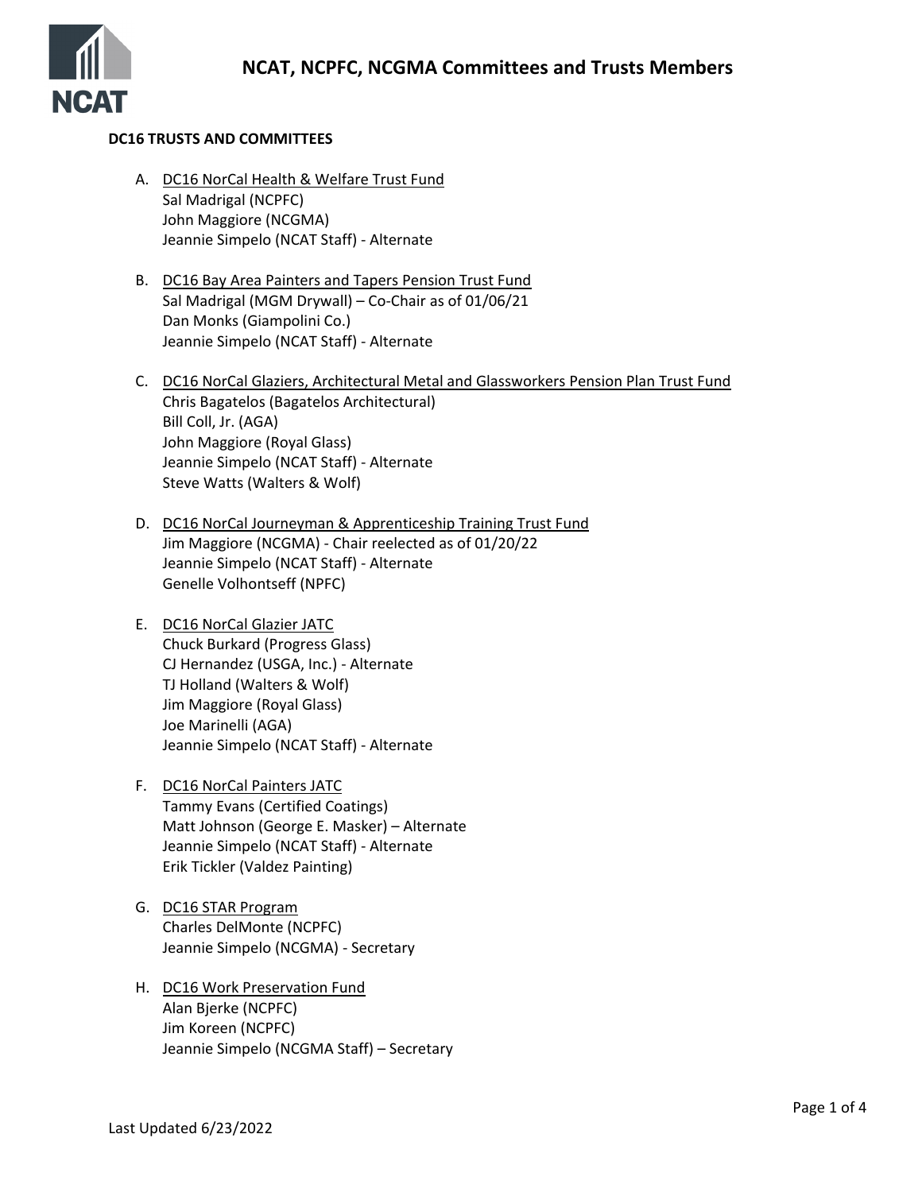# NCAT, NCPFC, NCGMA Committees and Trusts Members

**DC16 TRUSTS AND COMMITTEES**

A. DC16 NorCal Health & Welfare Trust Fund
   Sal Madrigal (NCPFC)
   John Maggiore (NCGMA)
   Jeannie Simpelo (NCAT Staff) - Alternate

B. DC16 Bay Area Painters and Tapers Pension Trust Fund
   Sal Madrigal (MGM Drywall) – Co-Chair as of 01/06/21
   Dan Monks (Giampolini Co.)
   Jeannie Simpelo (NCAT Staff) - Alternate

C. DC16 NorCal Glaziers, Architectural Metal and Glassworkers Pension Plan Trust Fund
   Chris Bagatelos (Bagatelos Architectural)
   Bill Coll, Jr. (AGA)
   John Maggiore (Royal Glass)
   Jeannie Simpelo (NCAT Staff) - Alternate
   Steve Watts (Walters & Wolf)

D. DC16 NorCal Journeyman & Apprenticeship Training Trust Fund
   Jim Maggiore (NCGMA) - Chair reelected as of 01/20/22
   Jeannie Simpelo (NCAT Staff) - Alternate
   Genelle Volhontseff (NPFC)

E. DC16 NorCal Glazier JATC
   Chuck Burkard (Progress Glass)
   CJ Hernandez (USGA, Inc.) - Alternate
   TJ Holland (Walters & Wolf)
   Jim Maggiore (Royal Glass)
   Joe Marinelli (AGA)
   Jeannie Simpelo (NCAT Staff) - Alternate

F. DC16 NorCal Painters JATC
   Tammy Evans (Certified Coatings)
   Matt Johnson (George E. Masker) – Alternate
   Jeannie Simpelo (NCAT Staff) - Alternate
   Erik Tickler (Valdez Painting)

G. DC16 STAR Program
   Charles DelMonte (NCPFC)
   Jeannie Simpelo (NCGMA) - Secretary

H. DC16 Work Preservation Fund
   Alan Bjerke (NCPFC)
   Jim Koreen (NCPFC)
   Jeannie Simpelo (NCGMA Staff) – Secretary

Last Updated 6/23/2022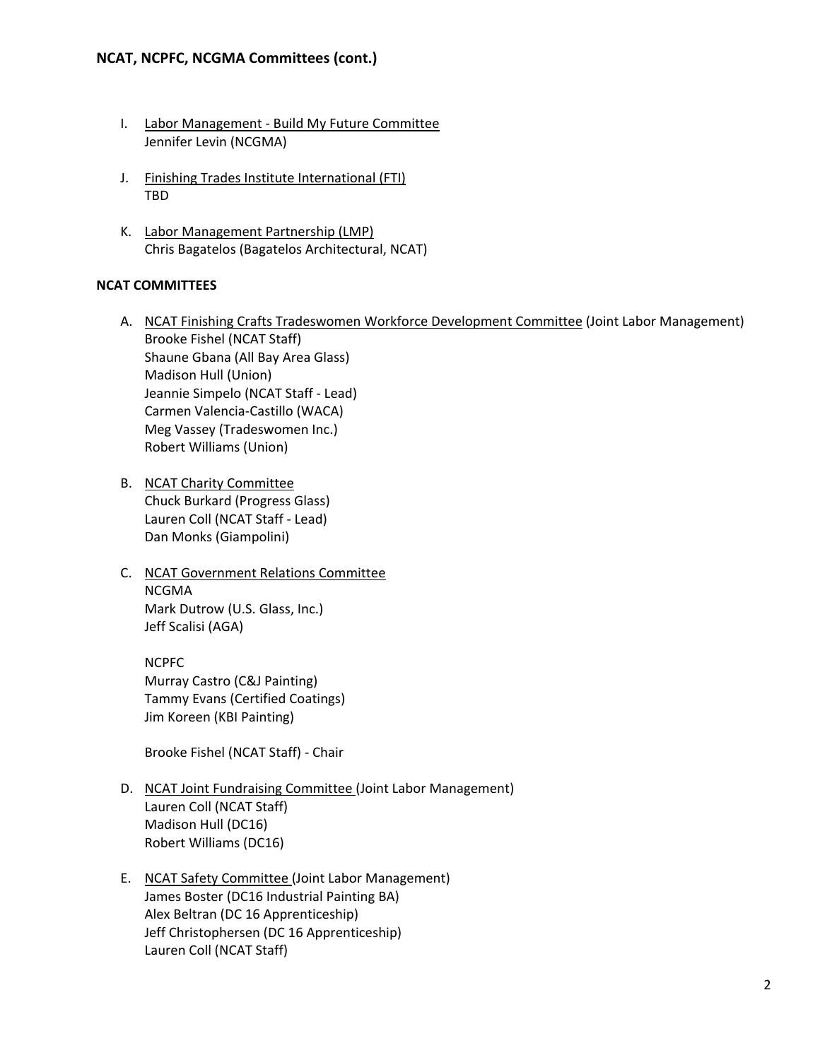## NCAT, NCPFC, NCGMA Committees (cont.)

I. Labor Management - Build My Future Committee
   Jennifer Levin (NCGMA)

J. Finishing Trades Institute International (FTI)
   TBD

K. Labor Management Partnership (LMP)
   Chris Bagatelos (Bagatelos Architectural, NCAT)

### NCAT COMMITTEES

A. NCAT Finishing Crafts Tradeswomen Workforce Development Committee (Joint Labor Management)
   Brooke Fishel (NCAT Staff)
   Shaune Gbana (All Bay Area Glass)
   Madison Hull (Union)
   Jeannie Simpelo (NCAT Staff - Lead)
   Carmen Valencia-Castillo (WACA)
   Meg Vassey (Tradeswomen Inc.)
   Robert Williams (Union)

B. NCAT Charity Committee
   Chuck Burkard (Progress Glass)
   Lauren Coll (NCAT Staff - Lead)
   Dan Monks (Giampolini)

C. NCAT Government Relations Committee
   NCGMA
   Mark Dutrow (U.S. Glass, Inc.)
   Jeff Scalisi (AGA)

   NCPFC
   Murray Castro (C&J Painting)
   Tammy Evans (Certified Coatings)
   Jim Koreen (KBI Painting)

   Brooke Fishel (NCAT Staff) - Chair

D. NCAT Joint Fundraising Committee (Joint Labor Management)
   Lauren Coll (NCAT Staff)
   Madison Hull (DC16)
   Robert Williams (DC16)

E. NCAT Safety Committee (Joint Labor Management)
   James Boster (DC16 Industrial Painting BA)
   Alex Beltran (DC 16 Apprenticeship)
   Jeff Christophersen (DC 16 Apprenticeship)
   Lauren Coll (NCAT Staff)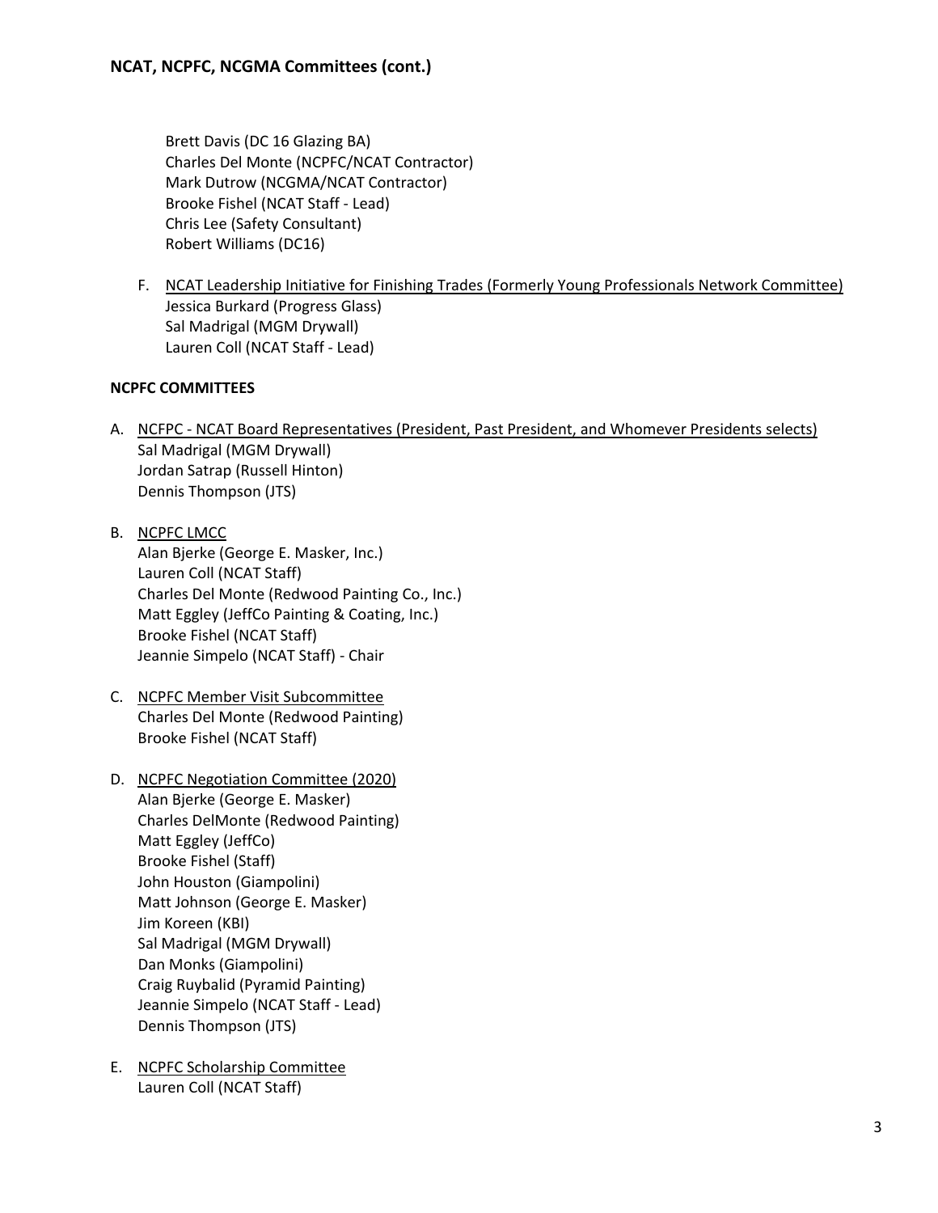## NCAT, NCPFC, NCGMA Committees (cont.)

Brett Davis (DC 16 Glazing BA)
Charles Del Monte (NCPFC/NCAT Contractor)
Mark Dutrow (NCGMA/NCAT Contractor)
Brooke Fishel (NCAT Staff - Lead)
Chris Lee (Safety Consultant)
Robert Williams (DC16)

F. <u>NCAT Leadership Initiative for Finishing Trades (Formerly Young Professionals Network Committee)</u>
Jessica Burkard (Progress Glass)
Sal Madrigal (MGM Drywall)
Lauren Coll (NCAT Staff - Lead)

**NCPFC COMMITTEES**

A. <u>NCFPC - NCAT Board Representatives (President, Past President, and Whomever Presidents selects)</u>
Sal Madrigal (MGM Drywall)
Jordan Satrap (Russell Hinton)
Dennis Thompson (JTS)

B. <u>NCPFC LMCC</u>
Alan Bjerke (George E. Masker, Inc.)
Lauren Coll (NCAT Staff)
Charles Del Monte (Redwood Painting Co., Inc.)
Matt Eggley (JeffCo Painting & Coating, Inc.)
Brooke Fishel (NCAT Staff)
Jeannie Simpelo (NCAT Staff) - Chair

C. <u>NCPFC Member Visit Subcommittee</u>
Charles Del Monte (Redwood Painting)
Brooke Fishel (NCAT Staff)

D. <u>NCPFC Negotiation Committee (2020)</u>
Alan Bjerke (George E. Masker)
Charles DelMonte (Redwood Painting)
Matt Eggley (JeffCo)
Brooke Fishel (Staff)
John Houston (Giampolini)
Matt Johnson (George E. Masker)
Jim Koreen (KBI)
Sal Madrigal (MGM Drywall)
Dan Monks (Giampolini)
Craig Ruybalid (Pyramid Painting)
Jeannie Simpelo (NCAT Staff - Lead)
Dennis Thompson (JTS)

E. <u>NCPFC Scholarship Committee</u>
Lauren Coll (NCAT Staff)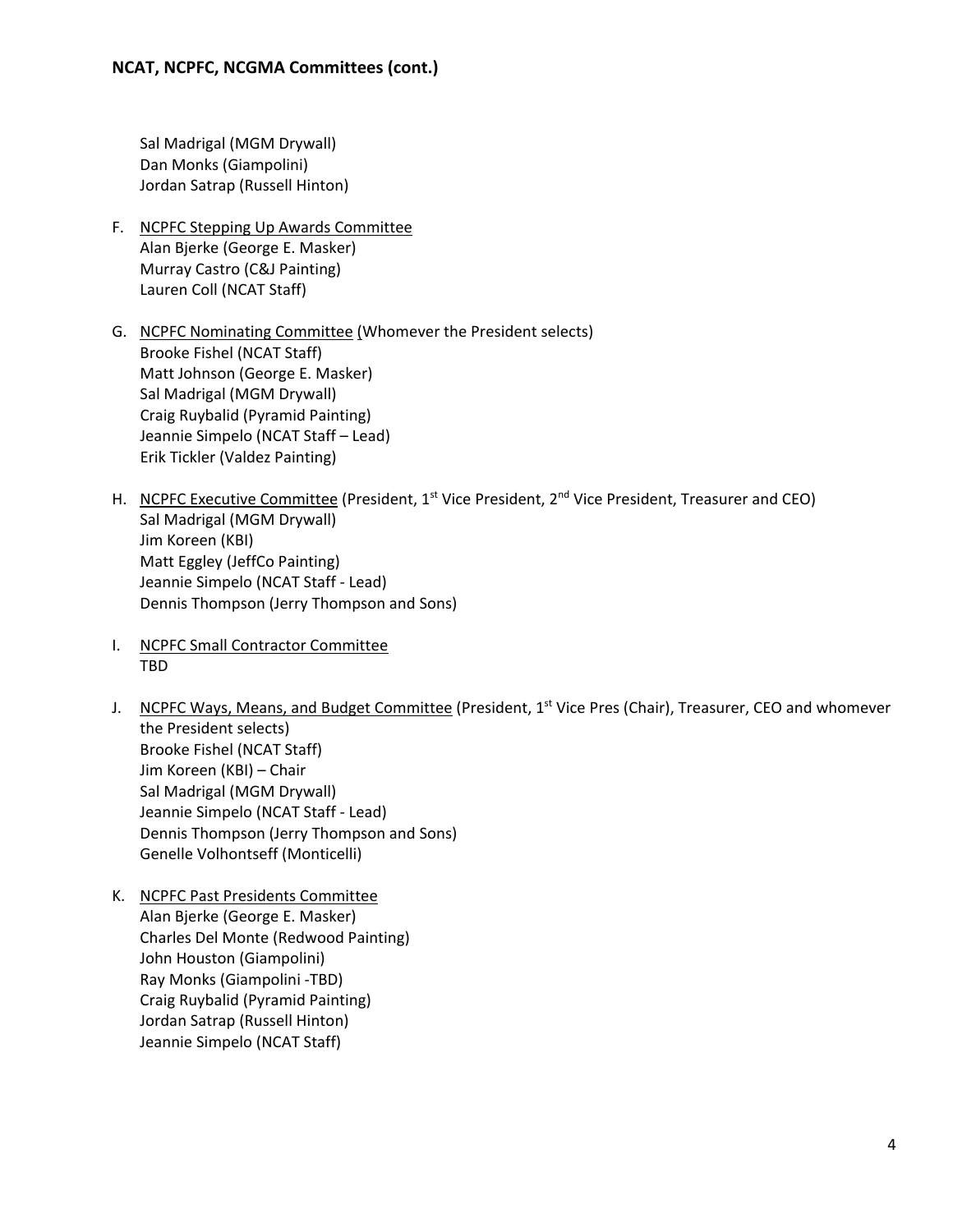## NCAT, NCPFC, NCGMA Committees (cont.)

Sal Madrigal (MGM Drywall)
Dan Monks (Giampolini)
Jordan Satrap (Russell Hinton)

F. NCPFC Stepping Up Awards Committee
   Alan Bjerke (George E. Masker)
   Murray Castro (C&J Painting)
   Lauren Coll (NCAT Staff)

G. NCPFC Nominating Committee (Whomever the President selects)
   Brooke Fishel (NCAT Staff)
   Matt Johnson (George E. Masker)
   Sal Madrigal (MGM Drywall)
   Craig Ruybalid (Pyramid Painting)
   Jeannie Simpelo (NCAT Staff – Lead)
   Erik Tickler (Valdez Painting)

H. NCPFC Executive Committee (President, 1st Vice President, 2nd Vice President, Treasurer and CEO)
   Sal Madrigal (MGM Drywall)
   Jim Koreen (KBI)
   Matt Eggley (JeffCo Painting)
   Jeannie Simpelo (NCAT Staff - Lead)
   Dennis Thompson (Jerry Thompson and Sons)

I. NCPFC Small Contractor Committee
   TBD

J. NCPFC Ways, Means, and Budget Committee (President, 1st Vice Pres (Chair), Treasurer, CEO and whomever the President selects)
   Brooke Fishel (NCAT Staff)
   Jim Koreen (KBI) – Chair
   Sal Madrigal (MGM Drywall)
   Jeannie Simpelo (NCAT Staff - Lead)
   Dennis Thompson (Jerry Thompson and Sons)
   Genelle Volhontseff (Monticelli)

K. NCPFC Past Presidents Committee
   Alan Bjerke (George E. Masker)
   Charles Del Monte (Redwood Painting)
   John Houston (Giampolini)
   Ray Monks (Giampolini -TBD)
   Craig Ruybalid (Pyramid Painting)
   Jordan Satrap (Russell Hinton)
   Jeannie Simpelo (NCAT Staff)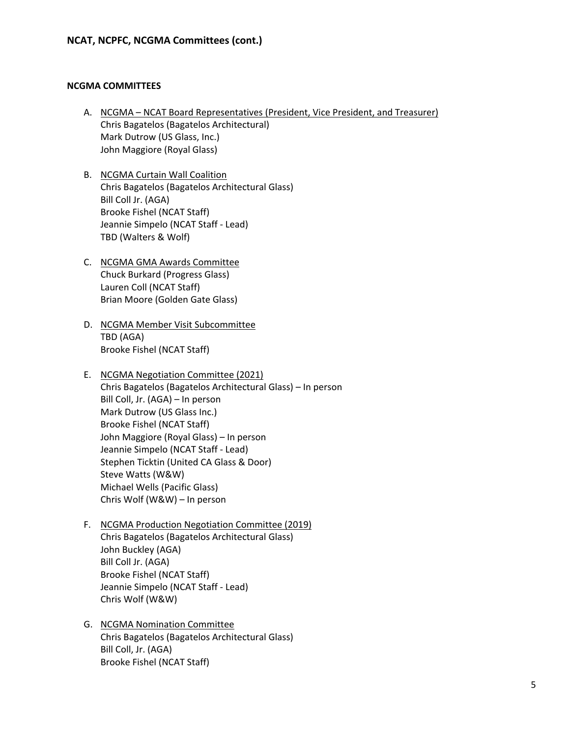## NCAT, NCPFC, NCGMA Committees (cont.)

### NCGMA COMMITTEES

A. NCGMA – NCAT Board Representatives (President, Vice President, and Treasurer)
   Chris Bagatelos (Bagatelos Architectural)
   Mark Dutrow (US Glass, Inc.)
   John Maggiore (Royal Glass)

B. NCGMA Curtain Wall Coalition
   Chris Bagatelos (Bagatelos Architectural Glass)
   Bill Coll Jr. (AGA)
   Brooke Fishel (NCAT Staff)
   Jeannie Simpelo (NCAT Staff - Lead)
   TBD (Walters & Wolf)

C. NCGMA GMA Awards Committee
   Chuck Burkard (Progress Glass)
   Lauren Coll (NCAT Staff)
   Brian Moore (Golden Gate Glass)

D. NCGMA Member Visit Subcommittee
   TBD (AGA)
   Brooke Fishel (NCAT Staff)

E. NCGMA Negotiation Committee (2021)
   Chris Bagatelos (Bagatelos Architectural Glass) – In person
   Bill Coll, Jr. (AGA) – In person
   Mark Dutrow (US Glass Inc.)
   Brooke Fishel (NCAT Staff)
   John Maggiore (Royal Glass) – In person
   Jeannie Simpelo (NCAT Staff - Lead)
   Stephen Ticktin (United CA Glass & Door)
   Steve Watts (W&W)
   Michael Wells (Pacific Glass)
   Chris Wolf (W&W) – In person

F. NCGMA Production Negotiation Committee (2019)
   Chris Bagatelos (Bagatelos Architectural Glass)
   John Buckley (AGA)
   Bill Coll Jr. (AGA)
   Brooke Fishel (NCAT Staff)
   Jeannie Simpelo (NCAT Staff - Lead)
   Chris Wolf (W&W)

G. NCGMA Nomination Committee
   Chris Bagatelos (Bagatelos Architectural Glass)
   Bill Coll, Jr. (AGA)
   Brooke Fishel (NCAT Staff)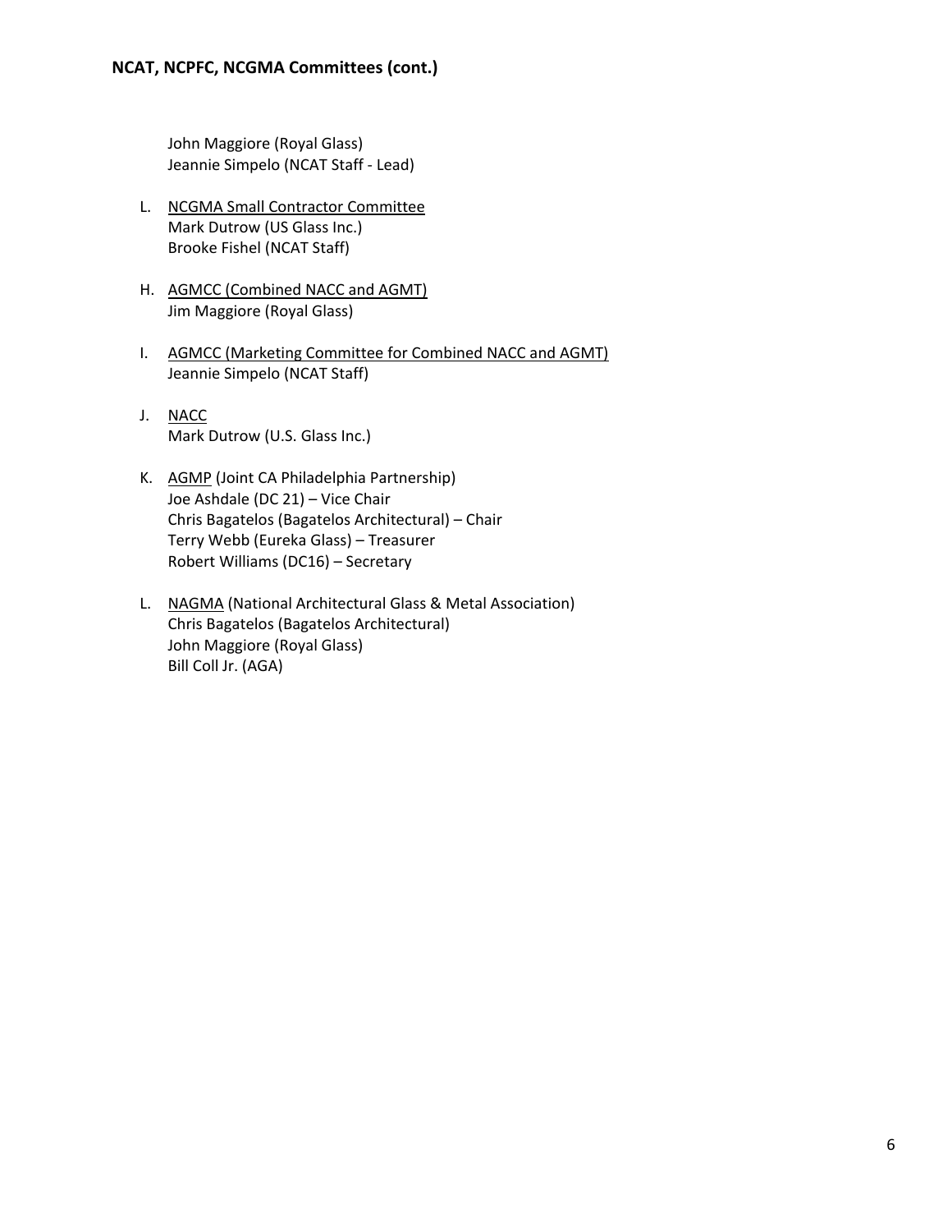## NCAT, NCPFC, NCGMA Committees (cont.)

John Maggiore (Royal Glass)
Jeannie Simpelo (NCAT Staff - Lead)

L. NCGMA Small Contractor Committee
Mark Dutrow (US Glass Inc.)
Brooke Fishel (NCAT Staff)

H. AGMCC (Combined NACC and AGMT)
Jim Maggiore (Royal Glass)

I. AGMCC (Marketing Committee for Combined NACC and AGMT)
Jeannie Simpelo (NCAT Staff)

J. NACC
Mark Dutrow (U.S. Glass Inc.)

K. AGMP (Joint CA Philadelphia Partnership)
Joe Ashdale (DC 21) – Vice Chair
Chris Bagatelos (Bagatelos Architectural) – Chair
Terry Webb (Eureka Glass) – Treasurer
Robert Williams (DC16) – Secretary

L. NAGMA (National Architectural Glass & Metal Association)
Chris Bagatelos (Bagatelos Architectural)
John Maggiore (Royal Glass)
Bill Coll Jr. (AGA)